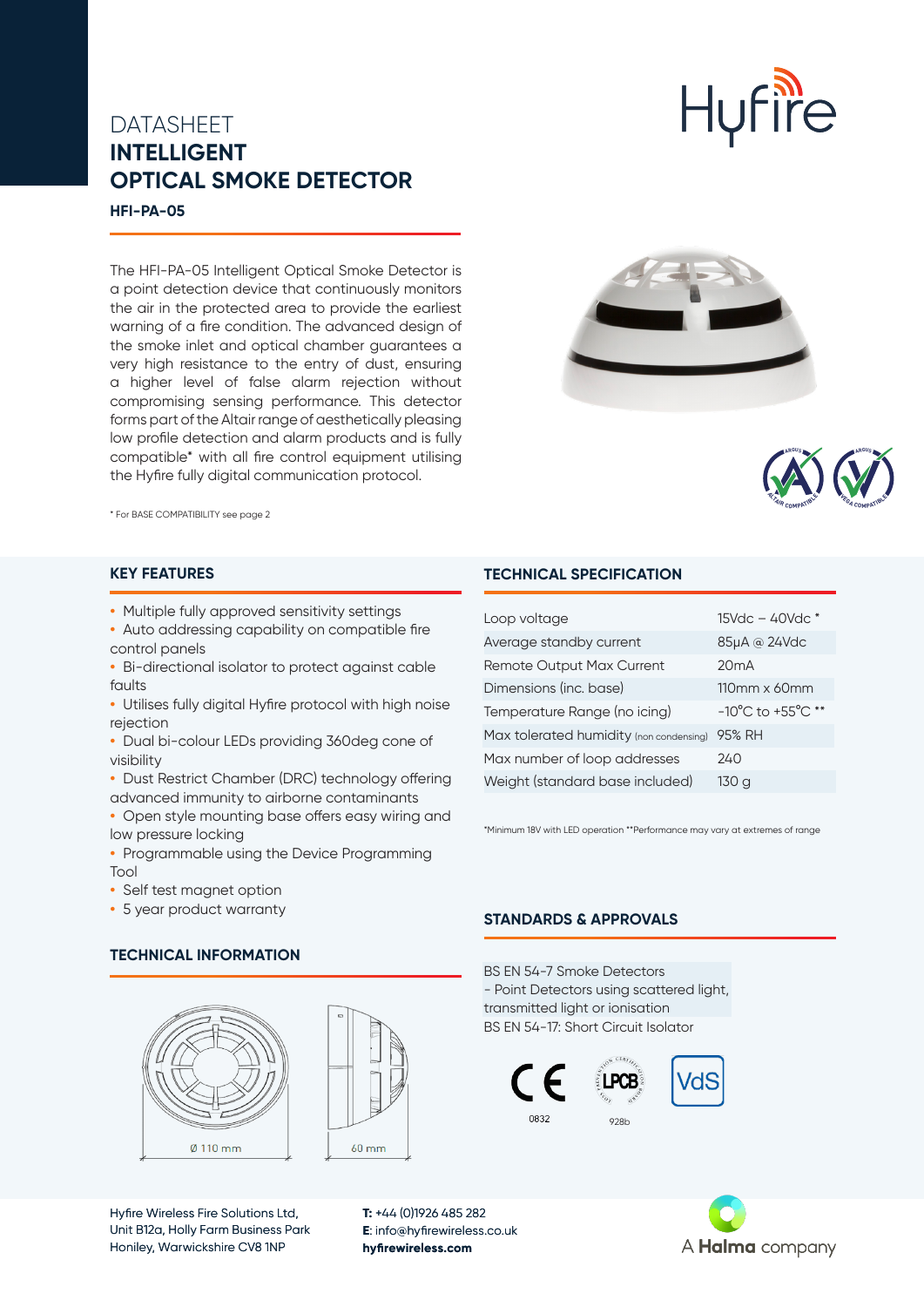# DATASHEET
# INTELLIGENT OPTICAL SMOKE DETECTOR

**HFI-PA-05**

The HFI-PA-05 Intelligent Optical Smoke Detector is a point detection device that continuously monitors the air in the protected area to provide the earliest warning of a fire condition. The advanced design of the smoke inlet and optical chamber guarantees a very high resistance to the entry of dust, ensuring a higher level of false alarm rejection without compromising sensing performance. This detector forms part of the Altair range of aesthetically pleasing low profile detection and alarm products and is fully compatible* with all fire control equipment utilising the Hyfire fully digital communication protocol.

\* For BASE COMPATIBILITY see page 2

## KEY FEATURES

- Multiple fully approved sensitivity settings
- Auto addressing capability on compatible fire control panels
- Bi-directional isolator to protect against cable faults
- Utilises fully digital Hyfire protocol with high noise rejection
- Dual bi-colour LEDs providing 360deg cone of visibility
- Dust Restrict Chamber (DRC) technology offering advanced immunity to airborne contaminants
- Open style mounting base offers easy wiring and low pressure locking
- Programmable using the Device Programming Tool
- Self test magnet option
- 5 year product warranty

## TECHNICAL INFORMATION

Ø 110 mm

60 mm

## TECHNICAL SPECIFICATION

| | |
|---|---|
| Loop voltage | 15Vdc – 40Vdc * |
| Average standby current | 85µA @ 24Vdc |
| Remote Output Max Current | 20mA |
| Dimensions (inc. base) | 110mm x 60mm |
| Temperature Range (no icing) | -10°C to +55°C ** |
| Max tolerated humidity (non condensing) | 95% RH |
| Max number of loop addresses | 240 |
| Weight (standard base included) | 130 g |

*Minimum 18V with LED operation **Performance may vary at extremes of range

## STANDARDS & APPROVALS

BS EN 54-7 Smoke Detectors
- Point Detectors using scattered light, transmitted light or ionisation

BS EN 54-17: Short Circuit Isolator

0832

928b

Hyfire Wireless Fire Solutions Ltd,
Unit B12a, Holly Farm Business Park
Honiley, Warwickshire CV8 1NP

**T:** +44 (0)1926 485 282
**E**: info@hyfirewireless.co.uk
**hyfirewireless.com**

A **Halma** company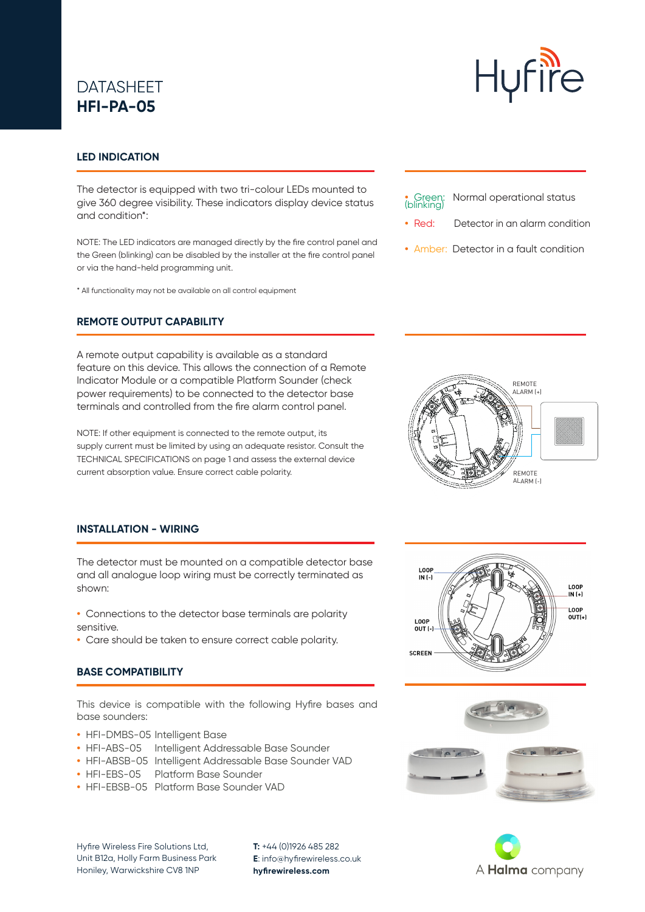DATASHEET
**HFI-PA-05**

## LED INDICATION

The detector is equipped with two tri-colour LEDs mounted to give 360 degree visibility. These indicators display device status and condition*:

NOTE: The LED indicators are managed directly by the fire control panel and the Green (blinking) can be disabled by the installer at the fire control panel or via the hand-held programming unit.

* All functionality may not be available on all control equipment

- Green: (blinking) Normal operational status
- Red: Detector in an alarm condition
- Amber: Detector in a fault condition

## REMOTE OUTPUT CAPABILITY

A remote output capability is available as a standard feature on this device. This allows the connection of a Remote Indicator Module or a compatible Platform Sounder (check power requirements) to be connected to the detector base terminals and controlled from the fire alarm control panel.

NOTE: If other equipment is connected to the remote output, its supply current must be limited by using an adequate resistor. Consult the TECHNICAL SPECIFICATIONS on page 1 and assess the external device current absorption value. Ensure correct cable polarity.

REMOTE ALARM (+)
REMOTE ALARM (-)

## INSTALLATION - WIRING

The detector must be mounted on a compatible detector base and all analogue loop wiring must be correctly terminated as shown:

- Connections to the detector base terminals are polarity sensitive.
- Care should be taken to ensure correct cable polarity.

LOOP IN (-)
LOOP IN (+)
LOOP OUT (-)
LOOP OUT(+)
SCREEN

## BASE COMPATIBILITY

This device is compatible with the following Hyfire bases and base sounders:

- HFI-DMBS-05 Intelligent Base
- HFI-ABS-05 Intelligent Addressable Base Sounder
- HFI-ABSB-05 Intelligent Addressable Base Sounder VAD
- HFI-EBS-05 Platform Base Sounder
- HFI-EBSB-05 Platform Base Sounder VAD

Hyfire Wireless Fire Solutions Ltd,
Unit B12a, Holly Farm Business Park
Honiley, Warwickshire CV8 1NP

**T:** +44 (0)1926 485 282
**E**: info@hyfirewireless.co.uk
**hyfirewireless.com**

A **Halma** company